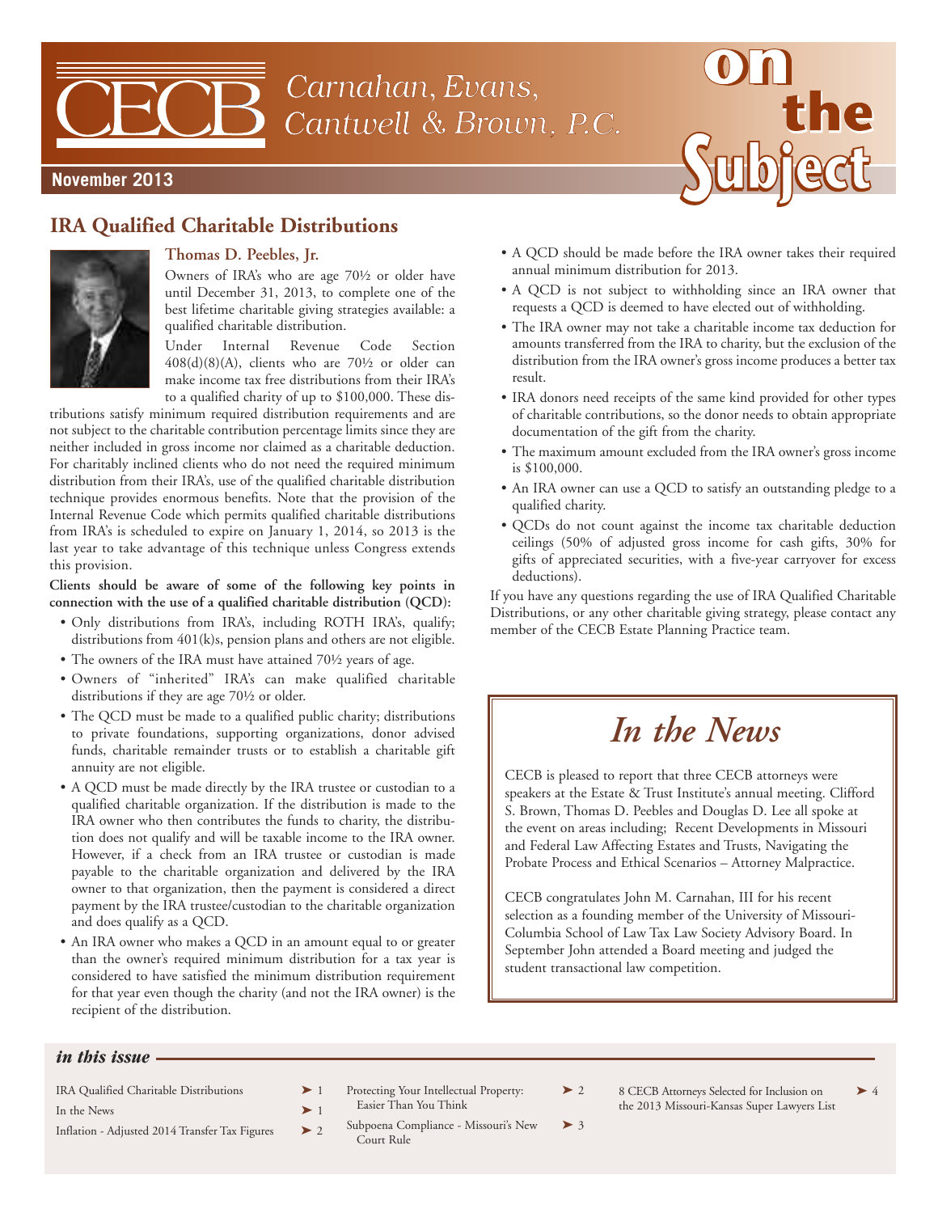# CECB Carnahan, Evans, Cantwell & Brown, P.C.

# on the Subject

**November 2013**

## IRA Qualified Charitable Distributions

**Thomas D. Peebles, Jr.**

Owners of IRA's who are age 70½ or older have until December 31, 2013, to complete one of the best lifetime charitable giving strategies available: a qualified charitable distribution.

Under Internal Revenue Code Section 408(d)(8)(A), clients who are 70½ or older can make income tax free distributions from their IRA's to a qualified charity of up to $100,000. These distributions satisfy minimum required distribution requirements and are not subject to the charitable contribution percentage limits since they are neither included in gross income nor claimed as a charitable deduction. For charitably inclined clients who do not need the required minimum distribution from their IRA's, use of the qualified charitable distribution technique provides enormous benefits. Note that the provision of the Internal Revenue Code which permits qualified charitable distributions from IRA's is scheduled to expire on January 1, 2014, so 2013 is the last year to take advantage of this technique unless Congress extends this provision.

**Clients should be aware of some of the following key points in connection with the use of a qualified charitable distribution (QCD):**

- Only distributions from IRA's, including ROTH IRA's, qualify; distributions from 401(k)s, pension plans and others are not eligible.
- The owners of the IRA must have attained 70½ years of age.
- Owners of "inherited" IRA's can make qualified charitable distributions if they are age 70½ or older.
- The QCD must be made to a qualified public charity; distributions to private foundations, supporting organizations, donor advised funds, charitable remainder trusts or to establish a charitable gift annuity are not eligible.
- A QCD must be made directly by the IRA trustee or custodian to a qualified charitable organization. If the distribution is made to the IRA owner who then contributes the funds to charity, the distribution does not qualify and will be taxable income to the IRA owner. However, if a check from an IRA trustee or custodian is made payable to the charitable organization and delivered by the IRA owner to that organization, then the payment is considered a direct payment by the IRA trustee/custodian to the charitable organization and does qualify as a QCD.
- An IRA owner who makes a QCD in an amount equal to or greater than the owner's required minimum distribution for a tax year is considered to have satisfied the minimum distribution requirement for that year even though the charity (and not the IRA owner) is the recipient of the distribution.
- A QCD should be made before the IRA owner takes their required annual minimum distribution for 2013.
- A QCD is not subject to withholding since an IRA owner that requests a QCD is deemed to have elected out of withholding.
- The IRA owner may not take a charitable income tax deduction for amounts transferred from the IRA to charity, but the exclusion of the distribution from the IRA owner's gross income produces a better tax result.
- IRA donors need receipts of the same kind provided for other types of charitable contributions, so the donor needs to obtain appropriate documentation of the gift from the charity.
- The maximum amount excluded from the IRA owner's gross income is $100,000.
- An IRA owner can use a QCD to satisfy an outstanding pledge to a qualified charity.
- QCDs do not count against the income tax charitable deduction ceilings (50% of adjusted gross income for cash gifts, 30% for gifts of appreciated securities, with a five-year carryover for excess deductions).

If you have any questions regarding the use of IRA Qualified Charitable Distributions, or any other charitable giving strategy, please contact any member of the CECB Estate Planning Practice team.

## *In the News*

CECB is pleased to report that three CECB attorneys were speakers at the Estate & Trust Institute's annual meeting. Clifford S. Brown, Thomas D. Peebles and Douglas D. Lee all spoke at the event on areas including; Recent Developments in Missouri and Federal Law Affecting Estates and Trusts, Navigating the Probate Process and Ethical Scenarios – Attorney Malpractice.

CECB congratulates John M. Carnahan, III for his recent selection as a founding member of the University of Missouri-Columbia School of Law Tax Law Society Advisory Board. In September John attended a Board meeting and judged the student transactional law competition.

### *in this issue*

- IRA Qualified Charitable Distributions ➤ 1
- In the News ➤ 1
- Inflation - Adjusted 2014 Transfer Tax Figures ➤ 2
- Protecting Your Intellectual Property: Easier Than You Think ➤ 2
- Subpoena Compliance - Missouri's New Court Rule ➤ 3
- 8 CECB Attorneys Selected for Inclusion on the 2013 Missouri-Kansas Super Lawyers List ➤ 4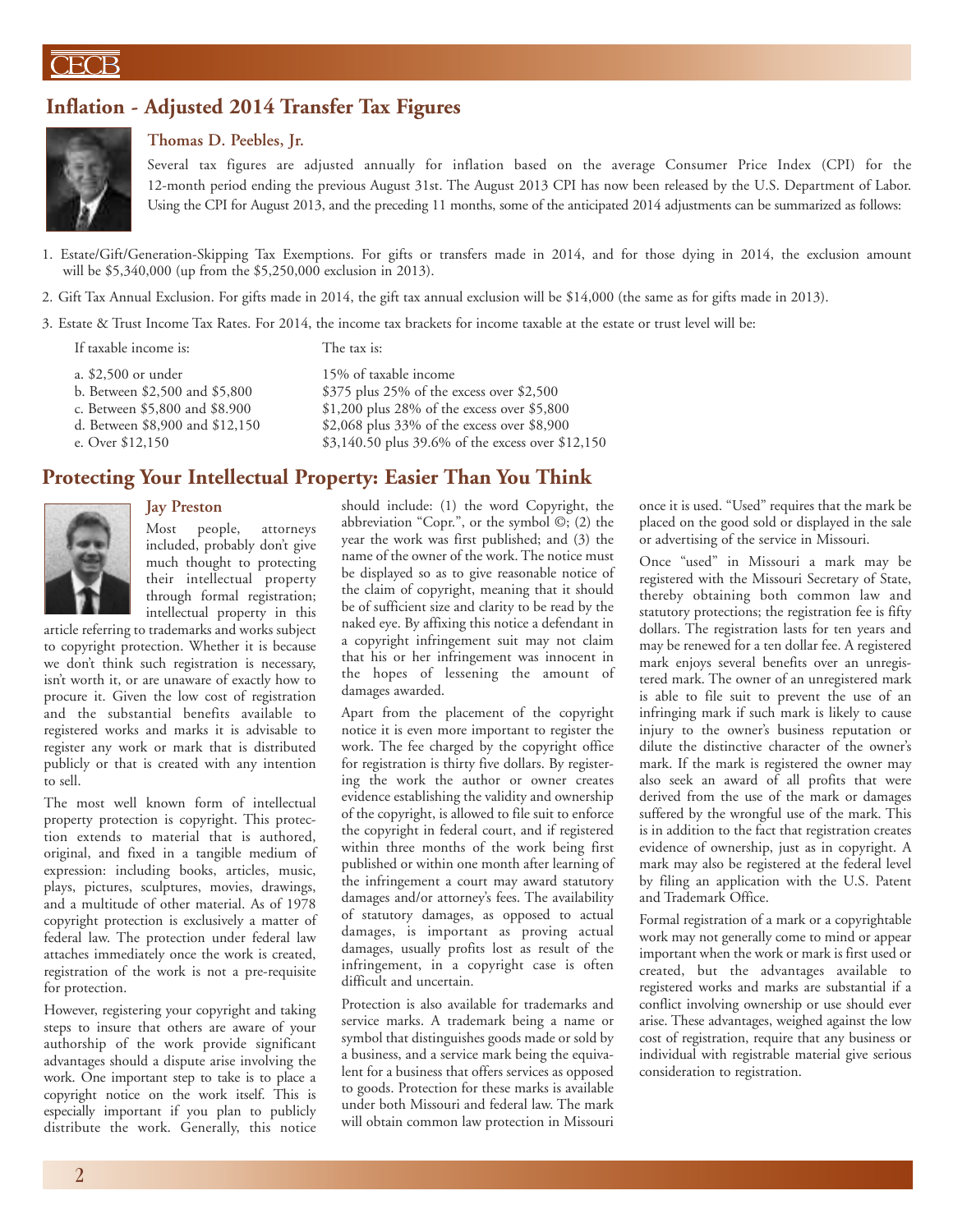## Inflation - Adjusted 2014 Transfer Tax Figures

### Thomas D. Peebles, Jr.

Several tax figures are adjusted annually for inflation based on the average Consumer Price Index (CPI) for the 12-month period ending the previous August 31st. The August 2013 CPI has now been released by the U.S. Department of Labor. Using the CPI for August 2013, and the preceding 11 months, some of the anticipated 2014 adjustments can be summarized as follows:

1. Estate/Gift/Generation-Skipping Tax Exemptions. For gifts or transfers made in 2014, and for those dying in 2014, the exclusion amount will be $5,340,000 (up from the $5,250,000 exclusion in 2013).
2. Gift Tax Annual Exclusion. For gifts made in 2014, the gift tax annual exclusion will be $14,000 (the same as for gifts made in 2013).
3. Estate & Trust Income Tax Rates. For 2014, the income tax brackets for income taxable at the estate or trust level will be:

| If taxable income is: | The tax is: |
|---|---|
| a. $2,500 or under | 15% of taxable income |
| b. Between $2,500 and $5,800 | $375 plus 25% of the excess over $2,500 |
| c. Between $5,800 and $8.900 | $1,200 plus 28% of the excess over $5,800 |
| d. Between $8,900 and $12,150 | $2,068 plus 33% of the excess over $8,900 |
| e. Over $12,150 | $3,140.50 plus 39.6% of the excess over $12,150 |

## Protecting Your Intellectual Property: Easier Than You Think

### Jay Preston

Most people, attorneys included, probably don't give much thought to protecting their intellectual property through formal registration; intellectual property in this article referring to trademarks and works subject to copyright protection. Whether it is because we don't think such registration is necessary, isn't worth it, or are unaware of exactly how to procure it. Given the low cost of registration and the substantial benefits available to registered works and marks it is advisable to register any work or mark that is distributed publicly or that is created with any intention to sell.

The most well known form of intellectual property protection is copyright. This protection extends to material that is authored, original, and fixed in a tangible medium of expression: including books, articles, music, plays, pictures, sculptures, movies, drawings, and a multitude of other material. As of 1978 copyright protection is exclusively a matter of federal law. The protection under federal law attaches immediately once the work is created, registration of the work is not a pre-requisite for protection.

However, registering your copyright and taking steps to insure that others are aware of your authorship of the work provide significant advantages should a dispute arise involving the work. One important step to take is to place a copyright notice on the work itself. This is especially important if you plan to publicly distribute the work. Generally, this notice should include: (1) the word Copyright, the abbreviation "Copr.", or the symbol ©; (2) the year the work was first published; and (3) the name of the owner of the work. The notice must be displayed so as to give reasonable notice of the claim of copyright, meaning that it should be of sufficient size and clarity to be read by the naked eye. By affixing this notice a defendant in a copyright infringement suit may not claim that his or her infringement was innocent in the hopes of lessening the amount of damages awarded.

Apart from the placement of the copyright notice it is even more important to register the work. The fee charged by the copyright office for registration is thirty five dollars. By registering the work the author or owner creates evidence establishing the validity and ownership of the copyright, is allowed to file suit to enforce the copyright in federal court, and if registered within three months of the work being first published or within one month after learning of the infringement a court may award statutory damages and/or attorney's fees. The availability of statutory damages, as opposed to actual damages, is important as proving actual damages, usually profits lost as result of the infringement, in a copyright case is often difficult and uncertain.

Protection is also available for trademarks and service marks. A trademark being a name or symbol that distinguishes goods made or sold by a business, and a service mark being the equivalent for a business that offers services as opposed to goods. Protection for these marks is available under both Missouri and federal law. The mark will obtain common law protection in Missouri once it is used. "Used" requires that the mark be placed on the good sold or displayed in the sale or advertising of the service in Missouri.

Once "used" in Missouri a mark may be registered with the Missouri Secretary of State, thereby obtaining both common law and statutory protections; the registration fee is fifty dollars. The registration lasts for ten years and may be renewed for a ten dollar fee. A registered mark enjoys several benefits over an unregistered mark. The owner of an unregistered mark is able to file suit to prevent the use of an infringing mark if such mark is likely to cause injury to the owner's business reputation or dilute the distinctive character of the owner's mark. If the mark is registered the owner may also seek an award of all profits that were derived from the use of the mark or damages suffered by the wrongful use of the mark. This is in addition to the fact that registration creates evidence of ownership, just as in copyright. A mark may also be registered at the federal level by filing an application with the U.S. Patent and Trademark Office.

Formal registration of a mark or a copyrightable work may not generally come to mind or appear important when the work or mark is first used or created, but the advantages available to registered works and marks are substantial if a conflict involving ownership or use should ever arise. These advantages, weighed against the low cost of registration, require that any business or individual with registrable material give serious consideration to registration.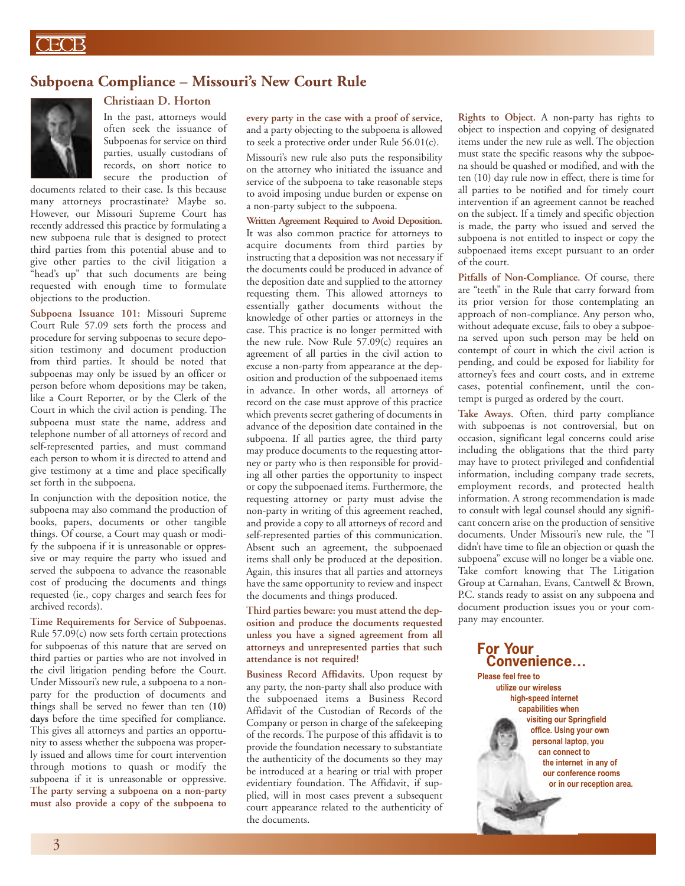## Subpoena Compliance – Missouri's New Court Rule

### Christiaan D. Horton

In the past, attorneys would often seek the issuance of Subpoenas for service on third parties, usually custodians of records, on short notice to secure the production of documents related to their case. Is this because many attorneys procrastinate? Maybe so. However, our Missouri Supreme Court has recently addressed this practice by formulating a new subpoena rule that is designed to protect third parties from this potential abuse and to give other parties to the civil litigation a "head's up" that such documents are being requested with enough time to formulate objections to the production.

**Subpoena Issuance 101:** Missouri Supreme Court Rule 57.09 sets forth the process and procedure for serving subpoenas to secure deposition testimony and document production from third parties. It should be noted that subpoenas may only be issued by an officer or person before whom depositions may be taken, like a Court Reporter, or by the Clerk of the Court in which the civil action is pending. The subpoena must state the name, address and telephone number of all attorneys of record and self-represented parties, and must command each person to whom it is directed to attend and give testimony at a time and place specifically set forth in the subpoena.

In conjunction with the deposition notice, the subpoena may also command the production of books, papers, documents or other tangible things. Of course, a Court may quash or modify the subpoena if it is unreasonable or oppressive or may require the party who issued and served the subpoena to advance the reasonable cost of producing the documents and things requested (ie., copy charges and search fees for archived records).

**Time Requirements for Service of Subpoenas.** Rule 57.09(c) now sets forth certain protections for subpoenas of this nature that are served on third parties or parties who are not involved in the civil litigation pending before the Court. Under Missouri's new rule, a subpoena to a non-party for the production of documents and things shall be served no fewer than ten (**10**) **days** before the time specified for compliance. This gives all attorneys and parties an opportunity to assess whether the subpoena was properly issued and allows time for court intervention through motions to quash or modify the subpoena if it is unreasonable or oppressive. **The party serving a subpoena on a non-party must also provide a copy of the subpoena to every party in the case with a proof of service**, and a party objecting to the subpoena is allowed to seek a protective order under Rule 56.01(c).

Missouri's new rule also puts the responsibility on the attorney who initiated the issuance and service of the subpoena to take reasonable steps to avoid imposing undue burden or expense on a non-party subject to the subpoena.

**Written Agreement Required to Avoid Deposition.** It was also common practice for attorneys to acquire documents from third parties by instructing that a deposition was not necessary if the documents could be produced in advance of the deposition date and supplied to the attorney requesting them. This allowed attorneys to essentially gather documents without the knowledge of other parties or attorneys in the case. This practice is no longer permitted with the new rule. Now Rule 57.09(c) requires an agreement of all parties in the civil action to excuse a non-party from appearance at the deposition and production of the subpoenaed items in advance. In other words, all attorneys of record on the case must approve of this practice which prevents secret gathering of documents in advance of the deposition date contained in the subpoena. If all parties agree, the third party may produce documents to the requesting attorney or party who is then responsible for providing all other parties the opportunity to inspect or copy the subpoenaed items. Furthermore, the requesting attorney or party must advise the non-party in writing of this agreement reached, and provide a copy to all attorneys of record and self-represented parties of this communication. Absent such an agreement, the subpoenaed items shall only be produced at the deposition. Again, this insures that all parties and attorneys have the same opportunity to review and inspect the documents and things produced.

**Third parties beware: you must attend the deposition and produce the documents requested unless you have a signed agreement from all attorneys and unrepresented parties that such attendance is not required!**

**Business Record Affidavits.** Upon request by any party, the non-party shall also produce with the subpoenaed items a Business Record Affidavit of the Custodian of Records of the Company or person in charge of the safekeeping of the records. The purpose of this affidavit is to provide the foundation necessary to substantiate the authenticity of the documents so they may be introduced at a hearing or trial with proper evidentiary foundation. The Affidavit, if supplied, will in most cases prevent a subsequent court appearance related to the authenticity of the documents.

**Rights to Object.** A non-party has rights to object to inspection and copying of designated items under the new rule as well. The objection must state the specific reasons why the subpoena should be quashed or modified, and with the ten (10) day rule now in effect, there is time for all parties to be notified and for timely court intervention if an agreement cannot be reached on the subject. If a timely and specific objection is made, the party who issued and served the subpoena is not entitled to inspect or copy the subpoenaed items except pursuant to an order of the court.

**Pitfalls of Non-Compliance.** Of course, there are "teeth" in the Rule that carry forward from its prior version for those contemplating an approach of non-compliance. Any person who, without adequate excuse, fails to obey a subpoena served upon such person may be held on contempt of court in which the civil action is pending, and could be exposed for liability for attorney's fees and court costs, and in extreme cases, potential confinement, until the contempt is purged as ordered by the court.

**Take Aways.** Often, third party compliance with subpoenas is not controversial, but on occasion, significant legal concerns could arise including the obligations that the third party may have to protect privileged and confidential information, including company trade secrets, employment records, and protected health information. A strong recommendation is made to consult with legal counsel should any significant concern arise on the production of sensitive documents. Under Missouri's new rule, the "I didn't have time to file an objection or quash the subpoena" excuse will no longer be a viable one. Take comfort knowing that The Litigation Group at Carnahan, Evans, Cantwell & Brown, P.C. stands ready to assist on any subpoena and document production issues you or your company may encounter.

**For Your Convenience…**

**Please feel free to utilize our wireless high-speed internet capabilities when visiting our Springfield office. Using your own personal laptop, you can connect to the internet in any of our conference rooms or in our reception area.**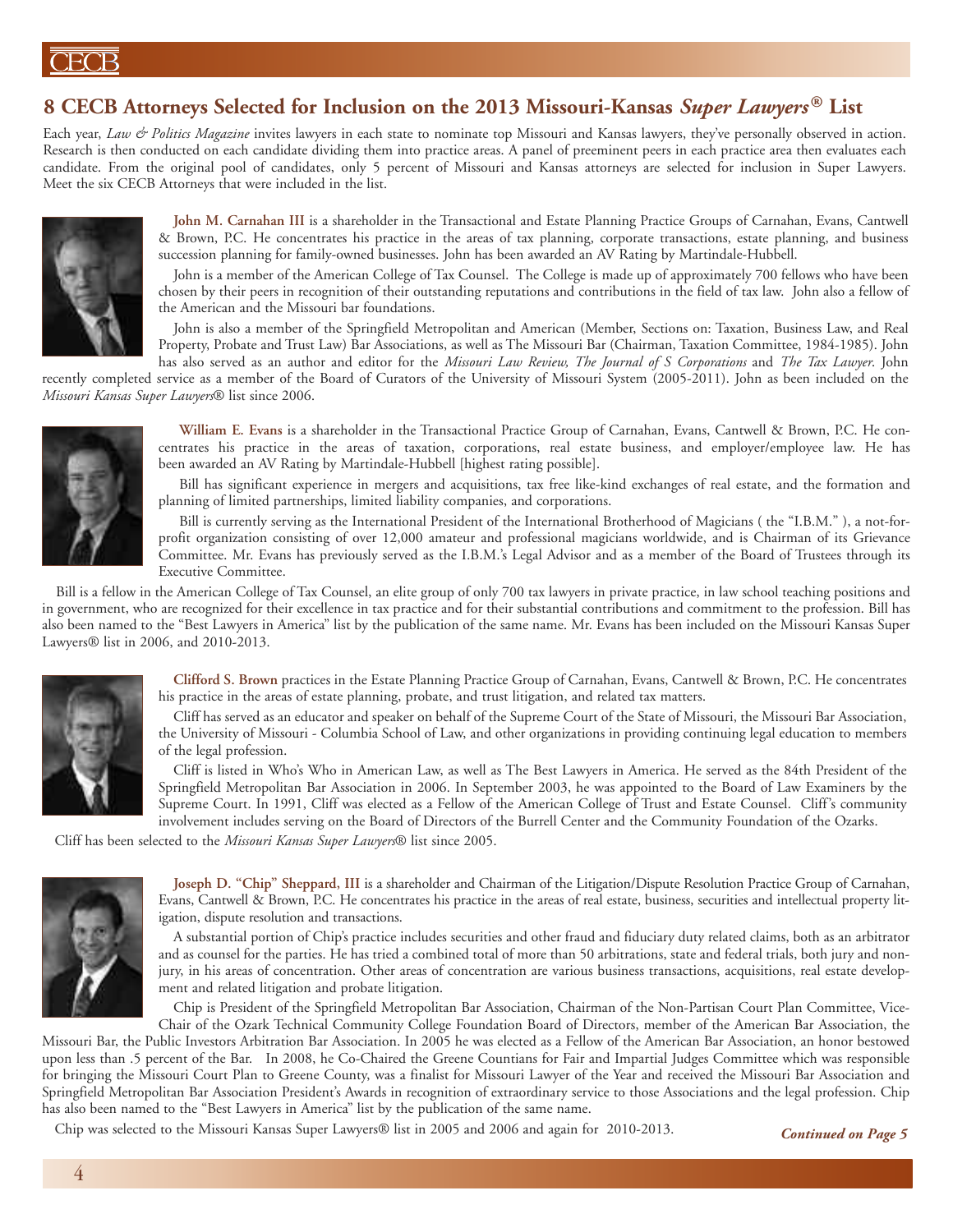## 8 CECB Attorneys Selected for Inclusion on the 2013 Missouri-Kansas *Super Lawyers®* List

Each year, *Law & Politics Magazine* invites lawyers in each state to nominate top Missouri and Kansas lawyers, they've personally observed in action. Research is then conducted on each candidate dividing them into practice areas. A panel of preeminent peers in each practice area then evaluates each candidate. From the original pool of candidates, only 5 percent of Missouri and Kansas attorneys are selected for inclusion in Super Lawyers. Meet the six CECB Attorneys that were included in the list.

**John M. Carnahan III** is a shareholder in the Transactional and Estate Planning Practice Groups of Carnahan, Evans, Cantwell & Brown, P.C. He concentrates his practice in the areas of tax planning, corporate transactions, estate planning, and business succession planning for family-owned businesses. John has been awarded an AV Rating by Martindale-Hubbell.

John is a member of the American College of Tax Counsel. The College is made up of approximately 700 fellows who have been chosen by their peers in recognition of their outstanding reputations and contributions in the field of tax law. John also a fellow of the American and the Missouri bar foundations.

John is also a member of the Springfield Metropolitan and American (Member, Sections on: Taxation, Business Law, and Real Property, Probate and Trust Law) Bar Associations, as well as The Missouri Bar (Chairman, Taxation Committee, 1984-1985). John has also served as an author and editor for the *Missouri Law Review, The Journal of S Corporations* and *The Tax Lawyer*. John recently completed service as a member of the Board of Curators of the University of Missouri System (2005-2011). John as been included on the *Missouri Kansas Super Lawyers*® list since 2006.

**William E. Evans** is a shareholder in the Transactional Practice Group of Carnahan, Evans, Cantwell & Brown, P.C. He concentrates his practice in the areas of taxation, corporations, real estate business, and employer/employee law. He has been awarded an AV Rating by Martindale-Hubbell [highest rating possible].

Bill has significant experience in mergers and acquisitions, tax free like-kind exchanges of real estate, and the formation and planning of limited partnerships, limited liability companies, and corporations.

Bill is currently serving as the International President of the International Brotherhood of Magicians ( the "I.B.M." ), a not-for-profit organization consisting of over 12,000 amateur and professional magicians worldwide, and is Chairman of its Grievance Committee. Mr. Evans has previously served as the I.B.M.'s Legal Advisor and as a member of the Board of Trustees through its Executive Committee.

Bill is a fellow in the American College of Tax Counsel, an elite group of only 700 tax lawyers in private practice, in law school teaching positions and in government, who are recognized for their excellence in tax practice and for their substantial contributions and commitment to the profession. Bill has also been named to the "Best Lawyers in America" list by the publication of the same name. Mr. Evans has been included on the Missouri Kansas Super Lawyers® list in 2006, and 2010-2013.

**Clifford S. Brown** practices in the Estate Planning Practice Group of Carnahan, Evans, Cantwell & Brown, P.C. He concentrates his practice in the areas of estate planning, probate, and trust litigation, and related tax matters.

Cliff has served as an educator and speaker on behalf of the Supreme Court of the State of Missouri, the Missouri Bar Association, the University of Missouri - Columbia School of Law, and other organizations in providing continuing legal education to members of the legal profession.

Cliff is listed in Who's Who in American Law, as well as The Best Lawyers in America. He served as the 84th President of the Springfield Metropolitan Bar Association in 2006. In September 2003, he was appointed to the Board of Law Examiners by the Supreme Court. In 1991, Cliff was elected as a Fellow of the American College of Trust and Estate Counsel. Cliff's community involvement includes serving on the Board of Directors of the Burrell Center and the Community Foundation of the Ozarks.

Cliff has been selected to the *Missouri Kansas Super Lawyers*® list since 2005.

**Joseph D. "Chip" Sheppard, III** is a shareholder and Chairman of the Litigation/Dispute Resolution Practice Group of Carnahan, Evans, Cantwell & Brown, P.C. He concentrates his practice in the areas of real estate, business, securities and intellectual property litigation, dispute resolution and transactions.

A substantial portion of Chip's practice includes securities and other fraud and fiduciary duty related claims, both as an arbitrator and as counsel for the parties. He has tried a combined total of more than 50 arbitrations, state and federal trials, both jury and non-jury, in his areas of concentration. Other areas of concentration are various business transactions, acquisitions, real estate development and related litigation and probate litigation.

Chip is President of the Springfield Metropolitan Bar Association, Chairman of the Non-Partisan Court Plan Committee, Vice-Chair of the Ozark Technical Community College Foundation Board of Directors, member of the American Bar Association, the Missouri Bar, the Public Investors Arbitration Bar Association. In 2005 he was elected as a Fellow of the American Bar Association, an honor bestowed upon less than .5 percent of the Bar. In 2008, he Co-Chaired the Greene Countians for Fair and Impartial Judges Committee which was responsible for bringing the Missouri Court Plan to Greene County, was a finalist for Missouri Lawyer of the Year and received the Missouri Bar Association and Springfield Metropolitan Bar Association President's Awards in recognition of extraordinary service to those Associations and the legal profession. Chip has also been named to the "Best Lawyers in America" list by the publication of the same name.

Chip was selected to the Missouri Kansas Super Lawyers® list in 2005 and 2006 and again for 2010-2013.

***Continued on Page 5***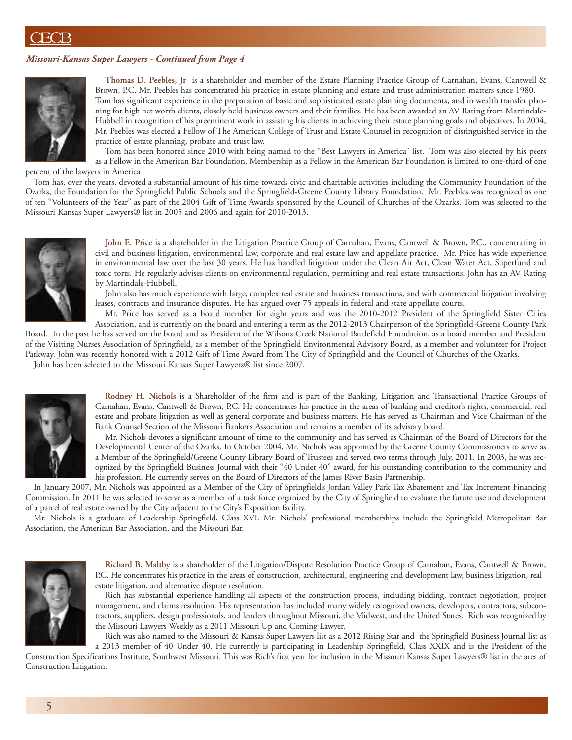*Missouri-Kansas Super Lawyers - Continued from Page 4*

**Thomas D. Peebles, Jr** is a shareholder and member of the Estate Planning Practice Group of Carnahan, Evans, Cantwell & Brown, P.C. Mr. Peebles has concentrated his practice in estate planning and estate and trust administration matters since 1980. Tom has significant experience in the preparation of basic and sophisticated estate planning documents, and in wealth transfer planning for high net worth clients, closely held business owners and their families. He has been awarded an AV Rating from Martindale-Hubbell in recognition of his preeminent work in assisting his clients in achieving their estate planning goals and objectives. In 2004, Mr. Peebles was elected a Fellow of The American College of Trust and Estate Counsel in recognition of distinguished service in the practice of estate planning, probate and trust law.

Tom has been honored since 2010 with being named to the "Best Lawyers in America" list. Tom was also elected by his peers as a Fellow in the American Bar Foundation. Membership as a Fellow in the American Bar Foundation is limited to one-third of one percent of the lawyers in America

Tom has, over the years, devoted a substantial amount of his time towards civic and charitable activities including the Community Foundation of the Ozarks, the Foundation for the Springfield Public Schools and the Springfield-Greene County Library Foundation. Mr. Peebles was recognized as one of ten "Volunteers of the Year" as part of the 2004 Gift of Time Awards sponsored by the Council of Churches of the Ozarks. Tom was selected to the Missouri Kansas Super Lawyers® list in 2005 and 2006 and again for 2010-2013.

**John E. Price** is a shareholder in the Litigation Practice Group of Carnahan, Evans, Cantwell & Brown, P.C., concentrating in civil and business litigation, environmental law, corporate and real estate law and appellate practice. Mr. Price has wide experience in environmental law over the last 30 years. He has handled litigation under the Clean Air Act, Clean Water Act, Superfund and toxic torts. He regularly advises clients on environmental regulation, permitting and real estate transactions. John has an AV Rating by Martindale-Hubbell.

John also has much experience with large, complex real estate and business transactions, and with commercial litigation involving leases, contracts and insurance disputes. He has argued over 75 appeals in federal and state appellate courts.

Mr. Price has served as a board member for eight years and was the 2010-2012 President of the Springfield Sister Cities Association, and is currently on the board and entering a term as the 2012-2013 Chairperson of the Springfield-Greene County Park Board. In the past he has served on the board and as President of the Wilsons Creek National Battlefield Foundation, as a board member and President of the Visiting Nurses Association of Springfield, as a member of the Springfield Environmental Advisory Board, as a member and volunteer for Project Parkway. John was recently honored with a 2012 Gift of Time Award from The City of Springfield and the Council of Churches of the Ozarks.

John has been selected to the Missouri Kansas Super Lawyers® list since 2007.

**Rodney H. Nichols** is a Shareholder of the firm and is part of the Banking, Litigation and Transactional Practice Groups of Carnahan, Evans, Cantwell & Brown, P.C. He concentrates his practice in the areas of banking and creditor's rights, commercial, real estate and probate litigation as well as general corporate and business matters. He has served as Chairman and Vice Chairman of the Bank Counsel Section of the Missouri Banker's Association and remains a member of its advisory board.

Mr. Nichols devotes a significant amount of time to the community and has served as Chairman of the Board of Directors for the Developmental Center of the Ozarks. In October 2004, Mr. Nichols was appointed by the Greene County Commissioners to serve as a Member of the Springfield/Greene County Library Board of Trustees and served two terms through July, 2011. In 2003, he was recognized by the Springfield Business Journal with their "40 Under 40" award, for his outstanding contribution to the community and his profession. He currently serves on the Board of Directors of the James River Basin Partnership.

In January 2007, Mr. Nichols was appointed as a Member of the City of Springfield's Jordan Valley Park Tax Abatement and Tax Increment Financing Commission. In 2011 he was selected to serve as a member of a task force organized by the City of Springfield to evaluate the future use and development of a parcel of real estate owned by the City adjacent to the City's Exposition facility.

Mr. Nichols is a graduate of Leadership Springfield, Class XVI. Mr. Nichols' professional memberships include the Springfield Metropolitan Bar Association, the American Bar Association, and the Missouri Bar.

**Richard B. Maltby** is a shareholder of the Litigation/Dispute Resolution Practice Group of Carnahan, Evans, Cantwell & Brown, P.C. He concentrates his practice in the areas of construction, architectural, engineering and development law, business litigation, real estate litigation, and alternative dispute resolution.

Rich has substantial experience handling all aspects of the construction process, including bidding, contract negotiation, project management, and claims resolution. His representation has included many widely recognized owners, developers, contractors, subcontractors, suppliers, design professionals, and lenders throughout Missouri, the Midwest, and the United States. Rich was recognized by the Missouri Lawyers Weekly as a 2011 Missouri Up and Coming Lawyer.

Rich was also named to the Missouri & Kansas Super Lawyers list as a 2012 Rising Star and the Springfield Business Journal list as a 2013 member of 40 Under 40. He currently is participating in Leadership Springfield, Class XXIX and is the President of the Construction Specifications Institute, Southwest Missouri. This was Rich's first year for inclusion in the Missouri Kansas Super Lawyers® list in the area of Construction Litigation.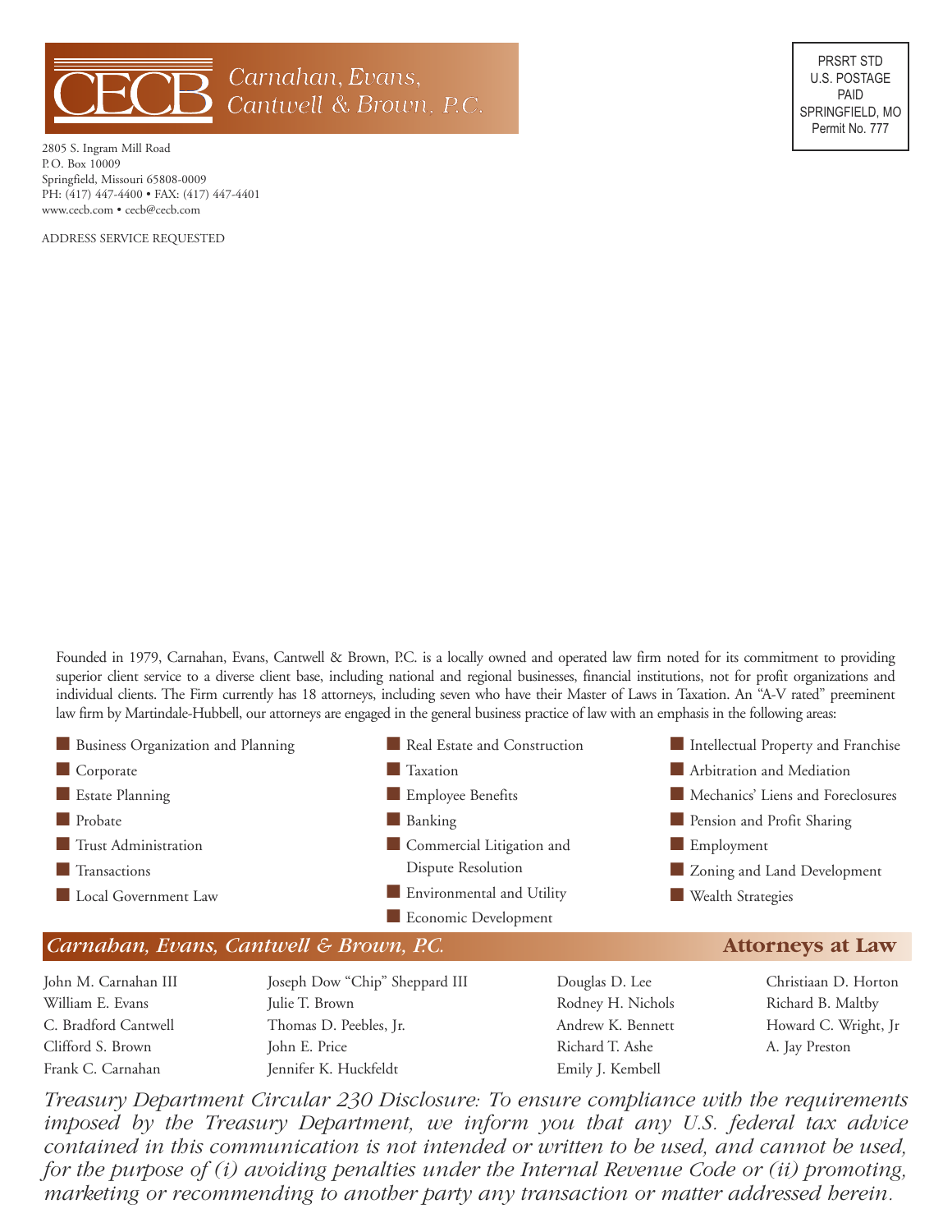**CECB** Carnahan, Evans, Cantwell & Brown, P.C.

2805 S. Ingram Mill Road
P.O. Box 10009
Springfield, Missouri 65808-0009
PH: (417) 447-4400 • FAX: (417) 447-4401
www.cecb.com • cecb@cecb.com

ADDRESS SERVICE REQUESTED

PRSRT STD
U.S. POSTAGE
PAID
SPRINGFIELD, MO
Permit No. 777

Founded in 1979, Carnahan, Evans, Cantwell & Brown, P.C. is a locally owned and operated law firm noted for its commitment to providing superior client service to a diverse client base, including national and regional businesses, financial institutions, not for profit organizations and individual clients. The Firm currently has 18 attorneys, including seven who have their Master of Laws in Taxation. An "A-V rated" preeminent law firm by Martindale-Hubbell, our attorneys are engaged in the general business practice of law with an emphasis in the following areas:

- Business Organization and Planning
- Corporate
- Estate Planning
- Probate
- Trust Administration
- Transactions
- Local Government Law
- Real Estate and Construction
- Taxation
- Employee Benefits
- Banking
- Commercial Litigation and Dispute Resolution
- Environmental and Utility
- Economic Development
- Intellectual Property and Franchise
- Arbitration and Mediation
- Mechanics' Liens and Foreclosures
- Pension and Profit Sharing
- Employment
- Zoning and Land Development
- Wealth Strategies

## *Carnahan, Evans, Cantwell & Brown, P.C.* — Attorneys at Law

John M. Carnahan III
William E. Evans
C. Bradford Cantwell
Clifford S. Brown
Frank C. Carnahan
Joseph Dow "Chip" Sheppard III
Julie T. Brown
Thomas D. Peebles, Jr.
John E. Price
Jennifer K. Huckfeldt
Douglas D. Lee
Rodney H. Nichols
Andrew K. Bennett
Richard T. Ashe
Emily J. Kembell
Christiaan D. Horton
Richard B. Maltby
Howard C. Wright, Jr
A. Jay Preston

*Treasury Department Circular 230 Disclosure: To ensure compliance with the requirements imposed by the Treasury Department, we inform you that any U.S. federal tax advice contained in this communication is not intended or written to be used, and cannot be used, for the purpose of (i) avoiding penalties under the Internal Revenue Code or (ii) promoting, marketing or recommending to another party any transaction or matter addressed herein.*